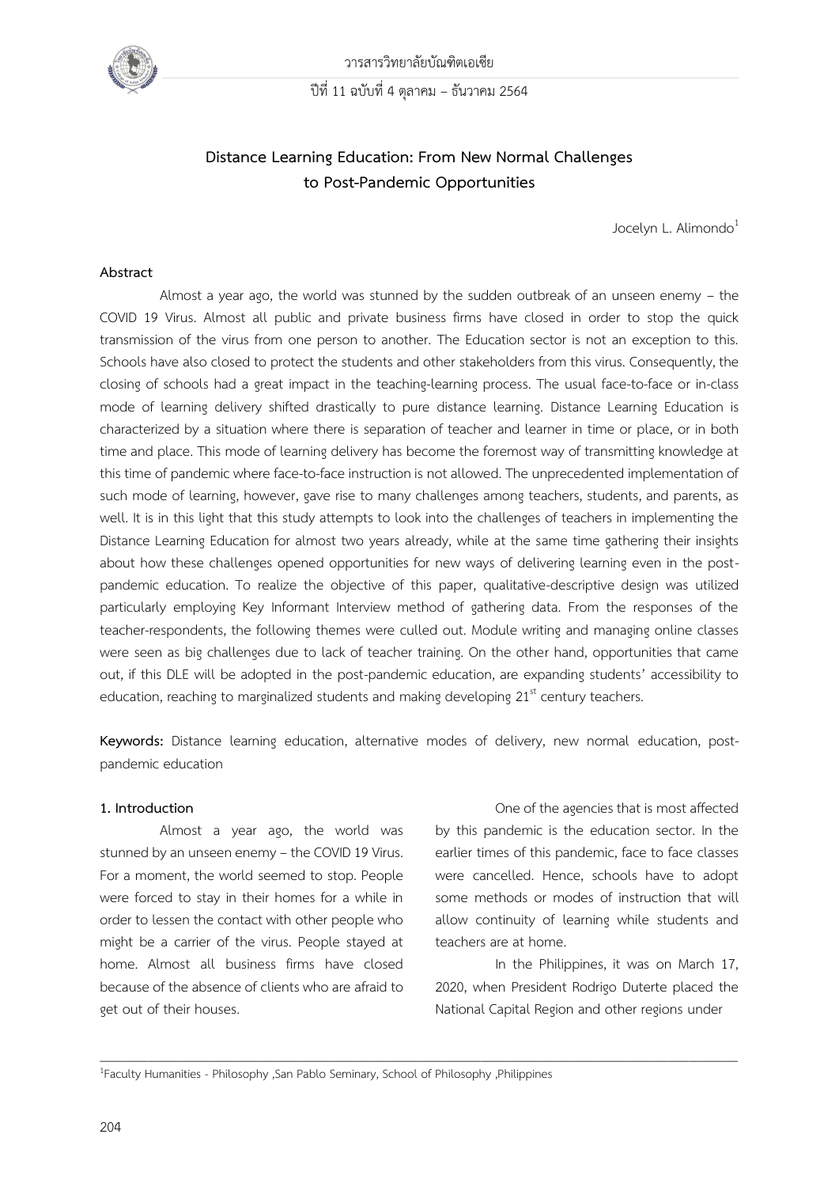# Distance Learning Education: From New Normal Challenges to Post-Pandemic Opportunities

Jocelyn L. Alimondo[1]

## Abstract

Almost a year ago, the world was stunned by the sudden outbreak of an unseen enemy – the COVID 19 Virus. Almost all public and private business firms have closed in order to stop the quick transmission of the virus from one person to another. The Education sector is not an exception to this. Schools have also closed to protect the students and other stakeholders from this virus. Consequently, the closing of schools had a great impact in the teaching-learning process. The usual face-to-face or in-class mode of learning delivery shifted drastically to pure distance learning. Distance Learning Education is characterized by a situation where there is separation of teacher and learner in time or place, or in both time and place. This mode of learning delivery has become the foremost way of transmitting knowledge at this time of pandemic where face-to-face instruction is not allowed. The unprecedented implementation of such mode of learning, however, gave rise to many challenges among teachers, students, and parents, as well. It is in this light that this study attempts to look into the challenges of teachers in implementing the Distance Learning Education for almost two years already, while at the same time gathering their insights about how these challenges opened opportunities for new ways of delivering learning even in the post-pandemic education. To realize the objective of this paper, qualitative-descriptive design was utilized particularly employing Key Informant Interview method of gathering data. From the responses of the teacher-respondents, the following themes were culled out. Module writing and managing online classes were seen as big challenges due to lack of teacher training. On the other hand, opportunities that came out, if this DLE will be adopted in the post-pandemic education, are expanding students' accessibility to education, reaching to marginalized students and making developing 21st century teachers.

**Keywords:** Distance learning education, alternative modes of delivery, new normal education, post-pandemic education

## 1. Introduction

Almost a year ago, the world was stunned by an unseen enemy – the COVID 19 Virus. For a moment, the world seemed to stop. People were forced to stay in their homes for a while in order to lessen the contact with other people who might be a carrier of the virus. People stayed at home. Almost all business firms have closed because of the absence of clients who are afraid to get out of their houses.

One of the agencies that is most affected by this pandemic is the education sector. In the earlier times of this pandemic, face to face classes were cancelled. Hence, schools have to adopt some methods or modes of instruction that will allow continuity of learning while students and teachers are at home.

In the Philippines, it was on March 17, 2020, when President Rodrigo Duterte placed the National Capital Region and other regions under

---

[1]Faculty Humanities - Philosophy ,San Pablo Seminary, School of Philosophy ,Philippines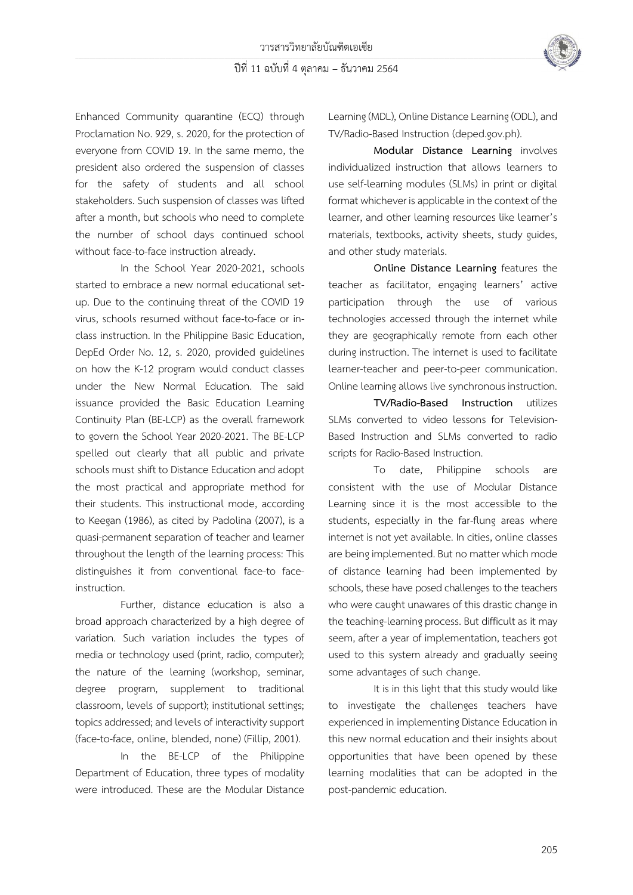Enhanced Community quarantine (ECQ) through Proclamation No. 929, s. 2020, for the protection of everyone from COVID 19. In the same memo, the president also ordered the suspension of classes for the safety of students and all school stakeholders. Such suspension of classes was lifted after a month, but schools who need to complete the number of school days continued school without face-to-face instruction already.

In the School Year 2020-2021, schools started to embrace a new normal educational set-up. Due to the continuing threat of the COVID 19 virus, schools resumed without face-to-face or in-class instruction. In the Philippine Basic Education, DepEd Order No. 12, s. 2020, provided guidelines on how the K-12 program would conduct classes under the New Normal Education. The said issuance provided the Basic Education Learning Continuity Plan (BE-LCP) as the overall framework to govern the School Year 2020-2021. The BE-LCP spelled out clearly that all public and private schools must shift to Distance Education and adopt the most practical and appropriate method for their students. This instructional mode, according to Keegan (1986), as cited by Padolina (2007), is a quasi-permanent separation of teacher and learner throughout the length of the learning process: This distinguishes it from conventional face-to face-instruction.

Further, distance education is also a broad approach characterized by a high degree of variation. Such variation includes the types of media or technology used (print, radio, computer); the nature of the learning (workshop, seminar, degree program, supplement to traditional classroom, levels of support); institutional settings; topics addressed; and levels of interactivity support (face-to-face, online, blended, none) (Fillip, 2001).

In the BE-LCP of the Philippine Department of Education, three types of modality were introduced. These are the Modular Distance Learning (MDL), Online Distance Learning (ODL), and TV/Radio-Based Instruction (deped.gov.ph).

**Modular Distance Learning** involves individualized instruction that allows learners to use self-learning modules (SLMs) in print or digital format whichever is applicable in the context of the learner, and other learning resources like learner's materials, textbooks, activity sheets, study guides, and other study materials.

**Online Distance Learning** features the teacher as facilitator, engaging learners' active participation through the use of various technologies accessed through the internet while they are geographically remote from each other during instruction. The internet is used to facilitate learner-teacher and peer-to-peer communication. Online learning allows live synchronous instruction.

**TV/Radio-Based Instruction** utilizes SLMs converted to video lessons for Television-Based Instruction and SLMs converted to radio scripts for Radio-Based Instruction.

To date, Philippine schools are consistent with the use of Modular Distance Learning since it is the most accessible to the students, especially in the far-flung areas where internet is not yet available. In cities, online classes are being implemented. But no matter which mode of distance learning had been implemented by schools, these have posed challenges to the teachers who were caught unawares of this drastic change in the teaching-learning process. But difficult as it may seem, after a year of implementation, teachers got used to this system already and gradually seeing some advantages of such change.

It is in this light that this study would like to investigate the challenges teachers have experienced in implementing Distance Education in this new normal education and their insights about opportunities that have been opened by these learning modalities that can be adopted in the post-pandemic education.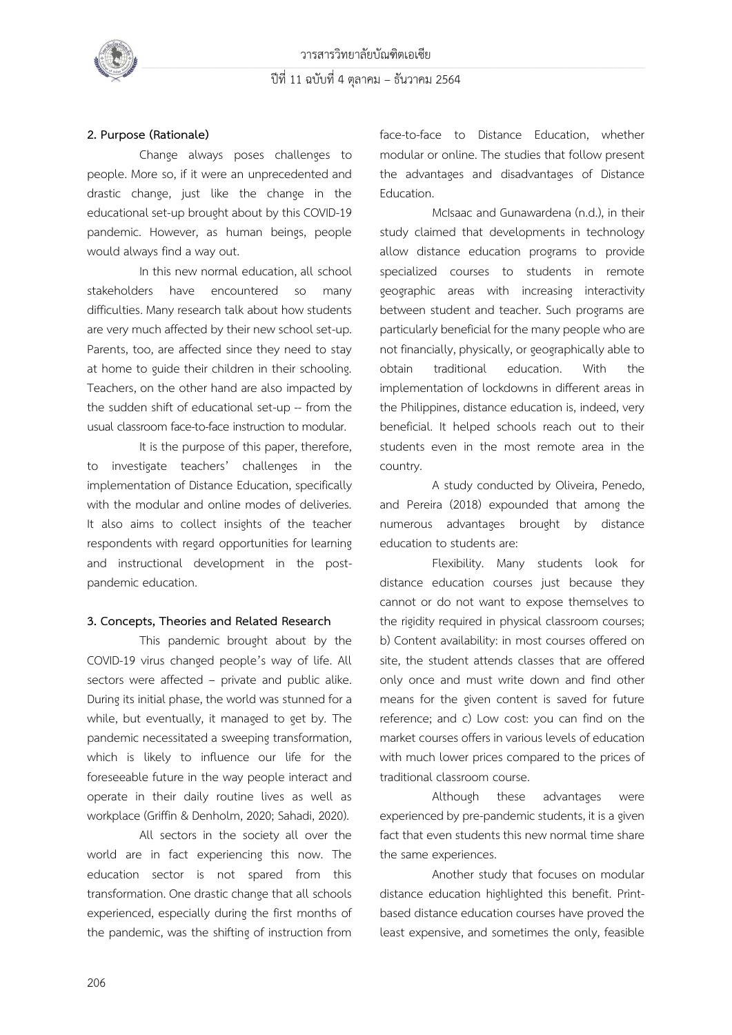## 2. Purpose (Rationale)

Change always poses challenges to people. More so, if it were an unprecedented and drastic change, just like the change in the educational set-up brought about by this COVID-19 pandemic. However, as human beings, people would always find a way out.

In this new normal education, all school stakeholders have encountered so many difficulties. Many research talk about how students are very much affected by their new school set-up. Parents, too, are affected since they need to stay at home to guide their children in their schooling. Teachers, on the other hand are also impacted by the sudden shift of educational set-up -- from the usual classroom face-to-face instruction to modular.

It is the purpose of this paper, therefore, to investigate teachers' challenges in the implementation of Distance Education, specifically with the modular and online modes of deliveries. It also aims to collect insights of the teacher respondents with regard opportunities for learning and instructional development in the post-pandemic education.

## 3. Concepts, Theories and Related Research

This pandemic brought about by the COVID-19 virus changed people's way of life. All sectors were affected – private and public alike. During its initial phase, the world was stunned for a while, but eventually, it managed to get by. The pandemic necessitated a sweeping transformation, which is likely to influence our life for the foreseeable future in the way people interact and operate in their daily routine lives as well as workplace (Griffin & Denholm, 2020; Sahadi, 2020).

All sectors in the society all over the world are in fact experiencing this now. The education sector is not spared from this transformation. One drastic change that all schools experienced, especially during the first months of the pandemic, was the shifting of instruction from face-to-face to Distance Education, whether modular or online. The studies that follow present the advantages and disadvantages of Distance Education.

McIsaac and Gunawardena (n.d.), in their study claimed that developments in technology allow distance education programs to provide specialized courses to students in remote geographic areas with increasing interactivity between student and teacher. Such programs are particularly beneficial for the many people who are not financially, physically, or geographically able to obtain traditional education. With the implementation of lockdowns in different areas in the Philippines, distance education is, indeed, very beneficial. It helped schools reach out to their students even in the most remote area in the country.

A study conducted by Oliveira, Penedo, and Pereira (2018) expounded that among the numerous advantages brought by distance education to students are:

Flexibility. Many students look for distance education courses just because they cannot or do not want to expose themselves to the rigidity required in physical classroom courses; b) Content availability: in most courses offered on site, the student attends classes that are offered only once and must write down and find other means for the given content is saved for future reference; and c) Low cost: you can find on the market courses offers in various levels of education with much lower prices compared to the prices of traditional classroom course.

Although these advantages were experienced by pre-pandemic students, it is a given fact that even students this new normal time share the same experiences.

Another study that focuses on modular distance education highlighted this benefit. Print-based distance education courses have proved the least expensive, and sometimes the only, feasible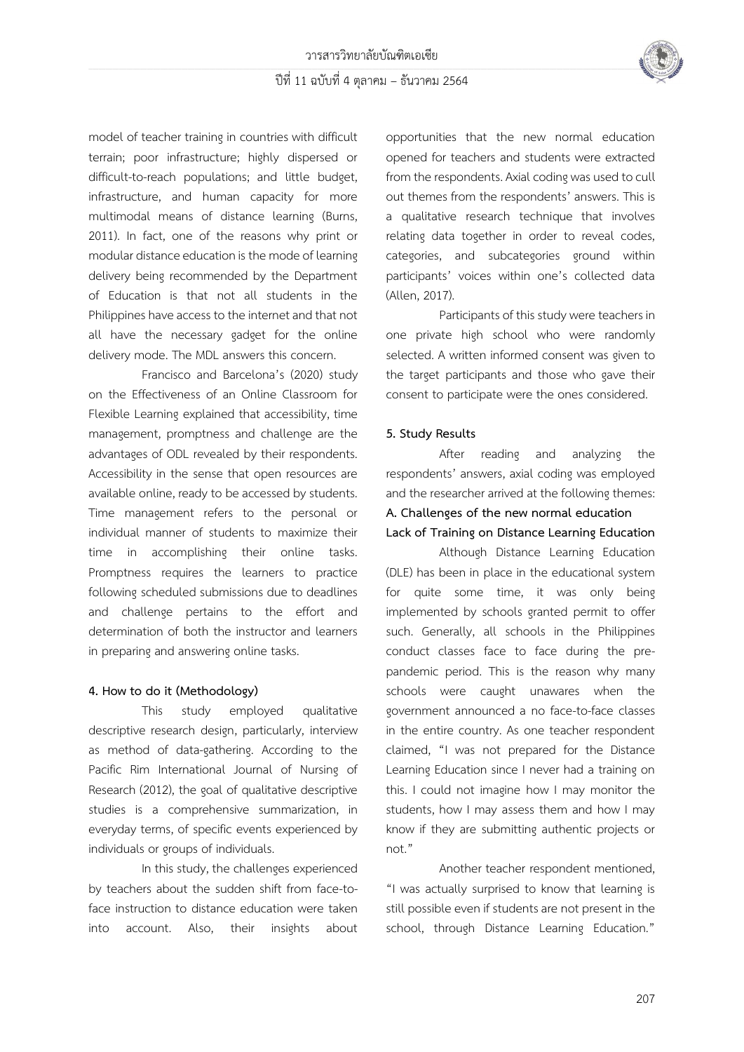model of teacher training in countries with difficult terrain; poor infrastructure; highly dispersed or difficult-to-reach populations; and little budget, infrastructure, and human capacity for more multimodal means of distance learning (Burns, 2011). In fact, one of the reasons why print or modular distance education is the mode of learning delivery being recommended by the Department of Education is that not all students in the Philippines have access to the internet and that not all have the necessary gadget for the online delivery mode. The MDL answers this concern.

Francisco and Barcelona's (2020) study on the Effectiveness of an Online Classroom for Flexible Learning explained that accessibility, time management, promptness and challenge are the advantages of ODL revealed by their respondents. Accessibility in the sense that open resources are available online, ready to be accessed by students. Time management refers to the personal or individual manner of students to maximize their time in accomplishing their online tasks. Promptness requires the learners to practice following scheduled submissions due to deadlines and challenge pertains to the effort and determination of both the instructor and learners in preparing and answering online tasks.

**4. How to do it (Methodology)**

This study employed qualitative descriptive research design, particularly, interview as method of data-gathering. According to the Pacific Rim International Journal of Nursing of Research (2012), the goal of qualitative descriptive studies is a comprehensive summarization, in everyday terms, of specific events experienced by individuals or groups of individuals.

In this study, the challenges experienced by teachers about the sudden shift from face-to-face instruction to distance education were taken into account. Also, their insights about opportunities that the new normal education opened for teachers and students were extracted from the respondents. Axial coding was used to cull out themes from the respondents' answers. This is a qualitative research technique that involves relating data together in order to reveal codes, categories, and subcategories ground within participants' voices within one's collected data (Allen, 2017).

Participants of this study were teachers in one private high school who were randomly selected. A written informed consent was given to the target participants and those who gave their consent to participate were the ones considered.

**5. Study Results**

After reading and analyzing the respondents' answers, axial coding was employed and the researcher arrived at the following themes:

**A. Challenges of the new normal education**

**Lack of Training on Distance Learning Education**

Although Distance Learning Education (DLE) has been in place in the educational system for quite some time, it was only being implemented by schools granted permit to offer such. Generally, all schools in the Philippines conduct classes face to face during the pre-pandemic period. This is the reason why many schools were caught unawares when the government announced a no face-to-face classes in the entire country. As one teacher respondent claimed, "I was not prepared for the Distance Learning Education since I never had a training on this. I could not imagine how I may monitor the students, how I may assess them and how I may know if they are submitting authentic projects or not."

Another teacher respondent mentioned, "I was actually surprised to know that learning is still possible even if students are not present in the school, through Distance Learning Education."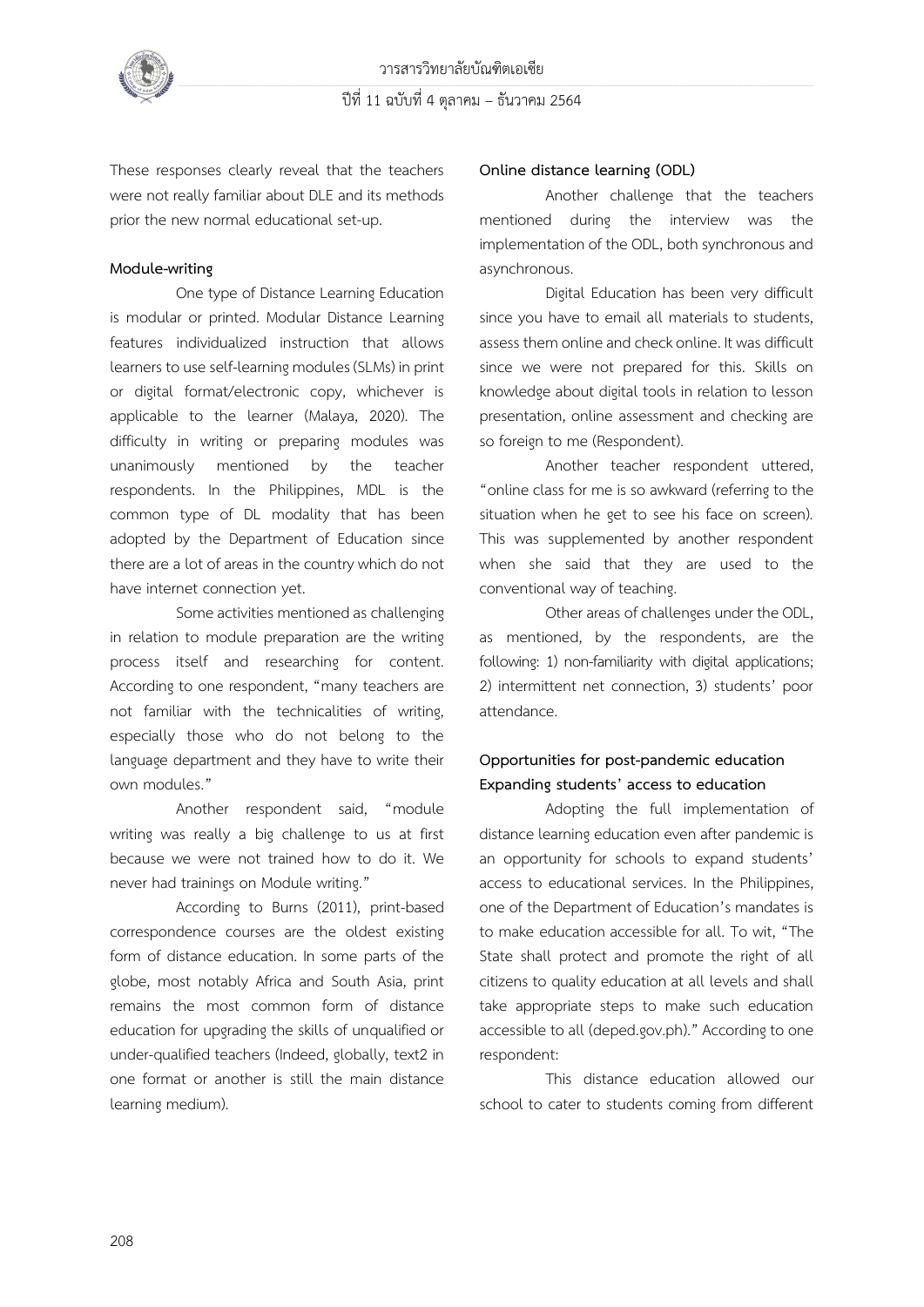These responses clearly reveal that the teachers were not really familiar about DLE and its methods prior the new normal educational set-up.

**Module-writing**

One type of Distance Learning Education is modular or printed. Modular Distance Learning features individualized instruction that allows learners to use self-learning modules (SLMs) in print or digital format/electronic copy, whichever is applicable to the learner (Malaya, 2020). The difficulty in writing or preparing modules was unanimously mentioned by the teacher respondents. In the Philippines, MDL is the common type of DL modality that has been adopted by the Department of Education since there are a lot of areas in the country which do not have internet connection yet.

Some activities mentioned as challenging in relation to module preparation are the writing process itself and researching for content. According to one respondent, "many teachers are not familiar with the technicalities of writing, especially those who do not belong to the language department and they have to write their own modules."

Another respondent said, "module writing was really a big challenge to us at first because we were not trained how to do it. We never had trainings on Module writing."

According to Burns (2011), print-based correspondence courses are the oldest existing form of distance education. In some parts of the globe, most notably Africa and South Asia, print remains the most common form of distance education for upgrading the skills of unqualified or under-qualified teachers (Indeed, globally, text2 in one format or another is still the main distance learning medium).

**Online distance learning (ODL)**

Another challenge that the teachers mentioned during the interview was the implementation of the ODL, both synchronous and asynchronous.

Digital Education has been very difficult since you have to email all materials to students, assess them online and check online. It was difficult since we were not prepared for this. Skills on knowledge about digital tools in relation to lesson presentation, online assessment and checking are so foreign to me (Respondent).

Another teacher respondent uttered, "online class for me is so awkward (referring to the situation when he get to see his face on screen). This was supplemented by another respondent when she said that they are used to the conventional way of teaching.

Other areas of challenges under the ODL, as mentioned, by the respondents, are the following: 1) non-familiarity with digital applications; 2) intermittent net connection, 3) students' poor attendance.

**Opportunities for post-pandemic education**

**Expanding students' access to education**

Adopting the full implementation of distance learning education even after pandemic is an opportunity for schools to expand students' access to educational services. In the Philippines, one of the Department of Education's mandates is to make education accessible for all. To wit, "The State shall protect and promote the right of all citizens to quality education at all levels and shall take appropriate steps to make such education accessible to all (deped.gov.ph)." According to one respondent:

This distance education allowed our school to cater to students coming from different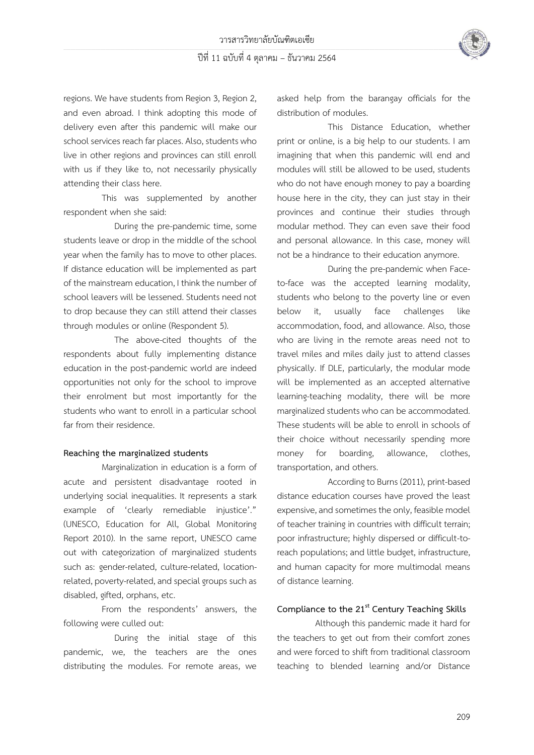regions. We have students from Region 3, Region 2, and even abroad. I think adopting this mode of delivery even after this pandemic will make our school services reach far places. Also, students who live in other regions and provinces can still enroll with us if they like to, not necessarily physically attending their class here.

This was supplemented by another respondent when she said:

During the pre-pandemic time, some students leave or drop in the middle of the school year when the family has to move to other places. If distance education will be implemented as part of the mainstream education, I think the number of school leavers will be lessened. Students need not to drop because they can still attend their classes through modules or online (Respondent 5).

The above-cited thoughts of the respondents about fully implementing distance education in the post-pandemic world are indeed opportunities not only for the school to improve their enrolment but most importantly for the students who want to enroll in a particular school far from their residence.

**Reaching the marginalized students**

Marginalization in education is a form of acute and persistent disadvantage rooted in underlying social inequalities. It represents a stark example of 'clearly remediable injustice'." (UNESCO, Education for All, Global Monitoring Report 2010). In the same report, UNESCO came out with categorization of marginalized students such as: gender-related, culture-related, location-related, poverty-related, and special groups such as disabled, gifted, orphans, etc.

From the respondents' answers, the following were culled out:

During the initial stage of this pandemic, we, the teachers are the ones distributing the modules. For remote areas, we asked help from the barangay officials for the distribution of modules.

This Distance Education, whether print or online, is a big help to our students. I am imagining that when this pandemic will end and modules will still be allowed to be used, students who do not have enough money to pay a boarding house here in the city, they can just stay in their provinces and continue their studies through modular method. They can even save their food and personal allowance. In this case, money will not be a hindrance to their education anymore.

During the pre-pandemic when Face-to-face was the accepted learning modality, students who belong to the poverty line or even below it, usually face challenges like accommodation, food, and allowance. Also, those who are living in the remote areas need not to travel miles and miles daily just to attend classes physically. If DLE, particularly, the modular mode will be implemented as an accepted alternative learning-teaching modality, there will be more marginalized students who can be accommodated. These students will be able to enroll in schools of their choice without necessarily spending more money for boarding, allowance, clothes, transportation, and others.

According to Burns (2011), print-based distance education courses have proved the least expensive, and sometimes the only, feasible model of teacher training in countries with difficult terrain; poor infrastructure; highly dispersed or difficult-to-reach populations; and little budget, infrastructure, and human capacity for more multimodal means of distance learning.

**Compliance to the 21st Century Teaching Skills**

Although this pandemic made it hard for the teachers to get out from their comfort zones and were forced to shift from traditional classroom teaching to blended learning and/or Distance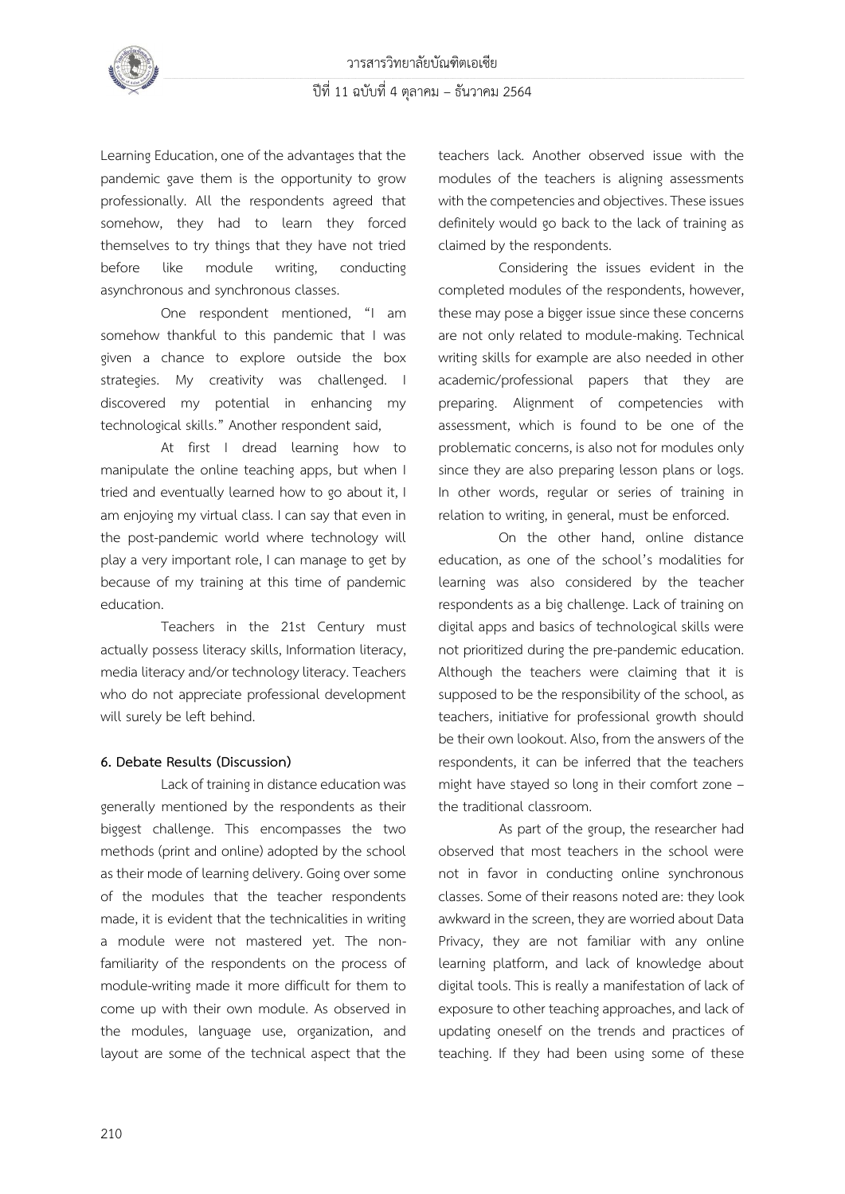Learning Education, one of the advantages that the pandemic gave them is the opportunity to grow professionally. All the respondents agreed that somehow, they had to learn they forced themselves to try things that they have not tried before like module writing, conducting asynchronous and synchronous classes.

One respondent mentioned, "I am somehow thankful to this pandemic that I was given a chance to explore outside the box strategies. My creativity was challenged. I discovered my potential in enhancing my technological skills." Another respondent said,

At first I dread learning how to manipulate the online teaching apps, but when I tried and eventually learned how to go about it, I am enjoying my virtual class. I can say that even in the post-pandemic world where technology will play a very important role, I can manage to get by because of my training at this time of pandemic education.

Teachers in the 21st Century must actually possess literacy skills, Information literacy, media literacy and/or technology literacy. Teachers who do not appreciate professional development will surely be left behind.

**6. Debate Results (Discussion)**

Lack of training in distance education was generally mentioned by the respondents as their biggest challenge. This encompasses the two methods (print and online) adopted by the school as their mode of learning delivery. Going over some of the modules that the teacher respondents made, it is evident that the technicalities in writing a module were not mastered yet. The non-familiarity of the respondents on the process of module-writing made it more difficult for them to come up with their own module. As observed in the modules, language use, organization, and layout are some of the technical aspect that the teachers lack. Another observed issue with the modules of the teachers is aligning assessments with the competencies and objectives. These issues definitely would go back to the lack of training as claimed by the respondents.

Considering the issues evident in the completed modules of the respondents, however, these may pose a bigger issue since these concerns are not only related to module-making. Technical writing skills for example are also needed in other academic/professional papers that they are preparing. Alignment of competencies with assessment, which is found to be one of the problematic concerns, is also not for modules only since they are also preparing lesson plans or logs. In other words, regular or series of training in relation to writing, in general, must be enforced.

On the other hand, online distance education, as one of the school's modalities for learning was also considered by the teacher respondents as a big challenge. Lack of training on digital apps and basics of technological skills were not prioritized during the pre-pandemic education. Although the teachers were claiming that it is supposed to be the responsibility of the school, as teachers, initiative for professional growth should be their own lookout. Also, from the answers of the respondents, it can be inferred that the teachers might have stayed so long in their comfort zone – the traditional classroom.

As part of the group, the researcher had observed that most teachers in the school were not in favor in conducting online synchronous classes. Some of their reasons noted are: they look awkward in the screen, they are worried about Data Privacy, they are not familiar with any online learning platform, and lack of knowledge about digital tools. This is really a manifestation of lack of exposure to other teaching approaches, and lack of updating oneself on the trends and practices of teaching. If they had been using some of these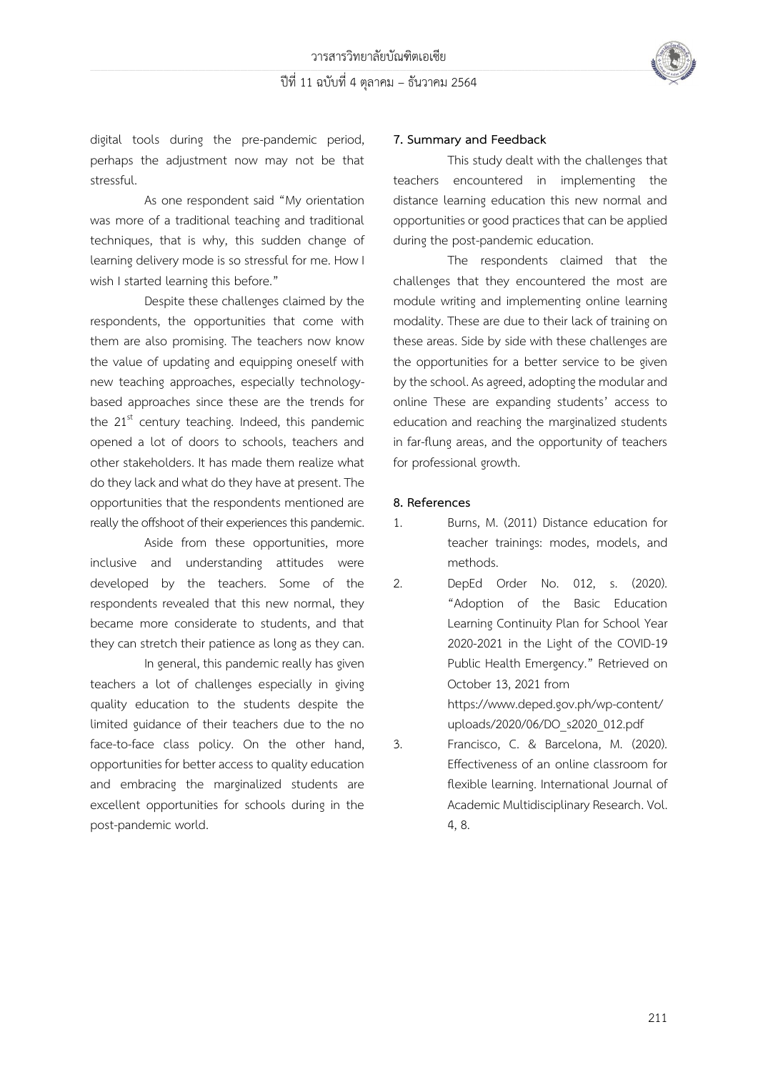digital tools during the pre-pandemic period, perhaps the adjustment now may not be that stressful.

As one respondent said "My orientation was more of a traditional teaching and traditional techniques, that is why, this sudden change of learning delivery mode is so stressful for me. How I wish I started learning this before."

Despite these challenges claimed by the respondents, the opportunities that come with them are also promising. The teachers now know the value of updating and equipping oneself with new teaching approaches, especially technology-based approaches since these are the trends for the 21st century teaching. Indeed, this pandemic opened a lot of doors to schools, teachers and other stakeholders. It has made them realize what do they lack and what do they have at present. The opportunities that the respondents mentioned are really the offshoot of their experiences this pandemic.

Aside from these opportunities, more inclusive and understanding attitudes were developed by the teachers. Some of the respondents revealed that this new normal, they became more considerate to students, and that they can stretch their patience as long as they can.

In general, this pandemic really has given teachers a lot of challenges especially in giving quality education to the students despite the limited guidance of their teachers due to the no face-to-face class policy. On the other hand, opportunities for better access to quality education and embracing the marginalized students are excellent opportunities for schools during in the post-pandemic world.

## 7. Summary and Feedback

This study dealt with the challenges that teachers encountered in implementing the distance learning education this new normal and opportunities or good practices that can be applied during the post-pandemic education.

The respondents claimed that the challenges that they encountered the most are module writing and implementing online learning modality. These are due to their lack of training on these areas. Side by side with these challenges are the opportunities for a better service to be given by the school. As agreed, adopting the modular and online These are expanding students' access to education and reaching the marginalized students in far-flung areas, and the opportunity of teachers for professional growth.

## 8. References

1. Burns, M. (2011) Distance education for teacher trainings: modes, models, and methods.
2. DepEd Order No. 012, s. (2020). "Adoption of the Basic Education Learning Continuity Plan for School Year 2020-2021 in the Light of the COVID-19 Public Health Emergency." Retrieved on October 13, 2021 from https://www.deped.gov.ph/wp-content/uploads/2020/06/DO_s2020_012.pdf
3. Francisco, C. & Barcelona, M. (2020). Effectiveness of an online classroom for flexible learning. International Journal of Academic Multidisciplinary Research. Vol. 4, 8.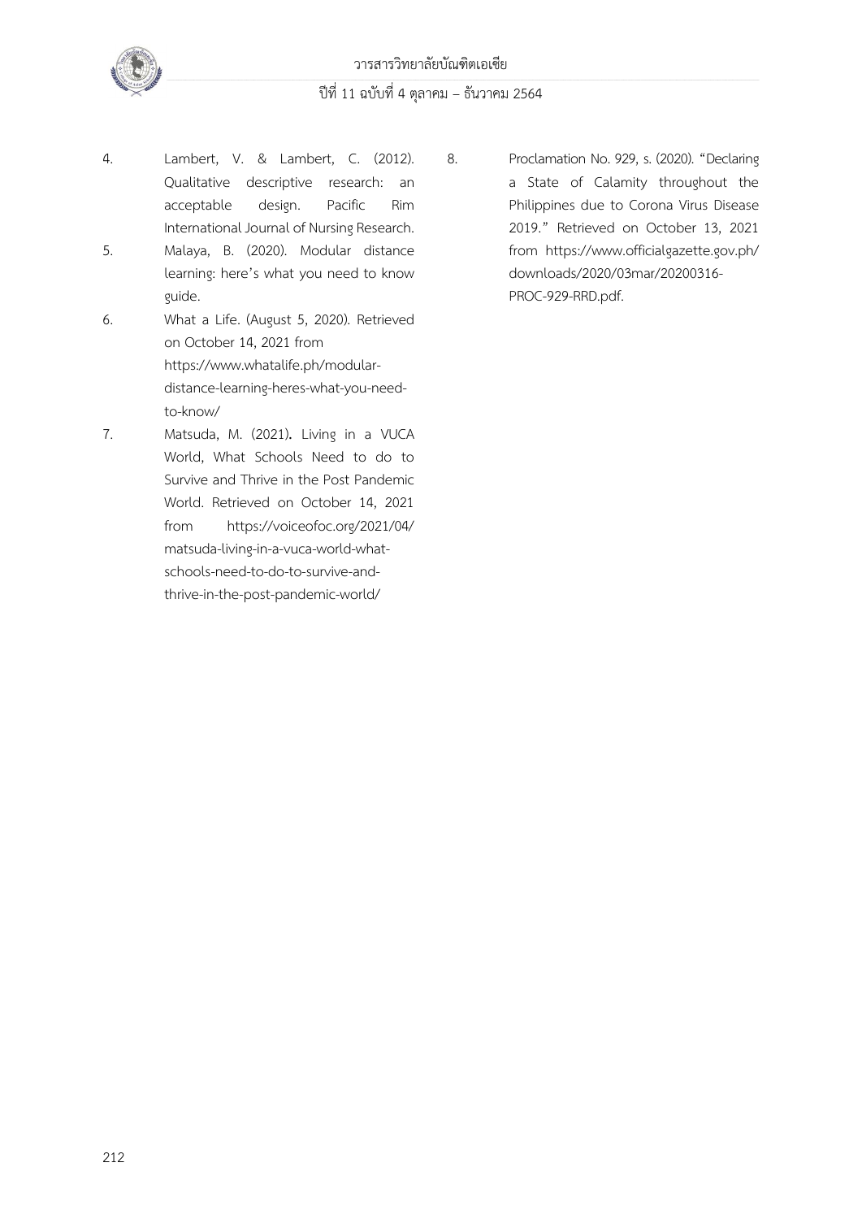4. Lambert, V. & Lambert, C. (2012). Qualitative descriptive research: an acceptable design. Pacific Rim International Journal of Nursing Research.
5. Malaya, B. (2020). Modular distance learning: here's what you need to know guide.
6. What a Life. (August 5, 2020). Retrieved on October 14, 2021 from https://www.whatalife.ph/modular-distance-learning-heres-what-you-need-to-know/
7. Matsuda, M. (2021). Living in a VUCA World, What Schools Need to do to Survive and Thrive in the Post Pandemic World. Retrieved on October 14, 2021 from https://voiceofoc.org/2021/04/matsuda-living-in-a-vuca-world-what-schools-need-to-do-to-survive-and-thrive-in-the-post-pandemic-world/
8. Proclamation No. 929, s. (2020). "Declaring a State of Calamity throughout the Philippines due to Corona Virus Disease 2019." Retrieved on October 13, 2021 from https://www.officialgazette.gov.ph/downloads/2020/03mar/20200316-PROC-929-RRD.pdf.